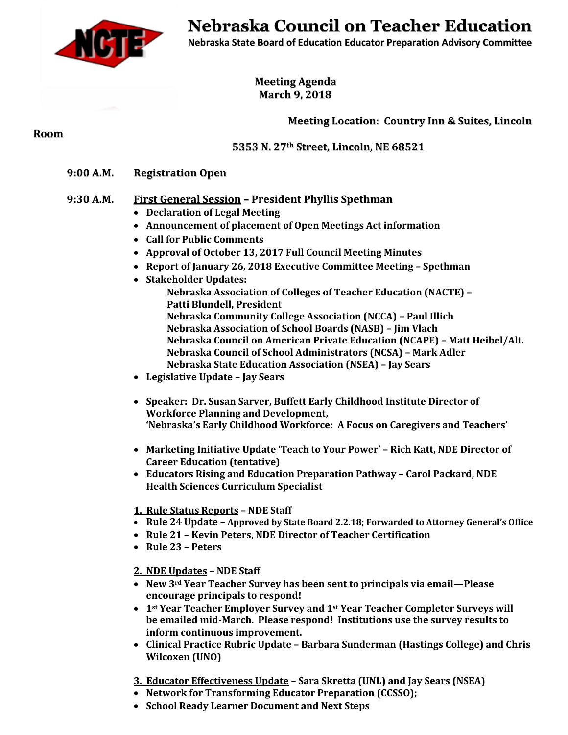# Nebraska Council on Teacher Education

**Nebraska State Board of Education Educator Preparation Advisory Committee**

**Meeting Agenda**
**March 9, 2018**

**Meeting Location: Country Inn & Suites, Lincoln Room**

**5353 N. 27th Street, Lincoln, NE 68521**

**9:00 A.M.** **Registration Open**

**9:30 A.M.** **First General Session – President Phyllis Spethman**

- Declaration of Legal Meeting
- Announcement of placement of Open Meetings Act information
- Call for Public Comments
- Approval of October 13, 2017 Full Council Meeting Minutes
- Report of January 26, 2018 Executive Committee Meeting – Spethman
- Stakeholder Updates:
  - Nebraska Association of Colleges of Teacher Education (NACTE) – Patti Blundell, President
  - Nebraska Community College Association (NCCA) – Paul Illich
  - Nebraska Association of School Boards (NASB) – Jim Vlach
  - Nebraska Council on American Private Education (NCAPE) – Matt Heibel/Alt.
  - Nebraska Council of School Administrators (NCSA) – Mark Adler
  - Nebraska State Education Association (NSEA) – Jay Sears
- Legislative Update – Jay Sears
- Speaker: Dr. Susan Sarver, Buffett Early Childhood Institute Director of Workforce Planning and Development, 'Nebraska's Early Childhood Workforce: A Focus on Caregivers and Teachers'
- Marketing Initiative Update 'Teach to Your Power' – Rich Katt, NDE Director of Career Education (tentative)
- Educators Rising and Education Preparation Pathway – Carol Packard, NDE Health Sciences Curriculum Specialist

**1. Rule Status Reports – NDE Staff**

- Rule 24 Update – Approved by State Board 2.2.18; Forwarded to Attorney General's Office
- Rule 21 – Kevin Peters, NDE Director of Teacher Certification
- Rule 23 – Peters

**2. NDE Updates – NDE Staff**

- New 3rd Year Teacher Survey has been sent to principals via email—Please encourage principals to respond!
- 1st Year Teacher Employer Survey and 1st Year Teacher Completer Surveys will be emailed mid-March. Please respond! Institutions use the survey results to inform continuous improvement.
- Clinical Practice Rubric Update – Barbara Sunderman (Hastings College) and Chris Wilcoxen (UNO)

**3. Educator Effectiveness Update – Sara Skretta (UNL) and Jay Sears (NSEA)**

- Network for Transforming Educator Preparation (CCSSO);
- School Ready Learner Document and Next Steps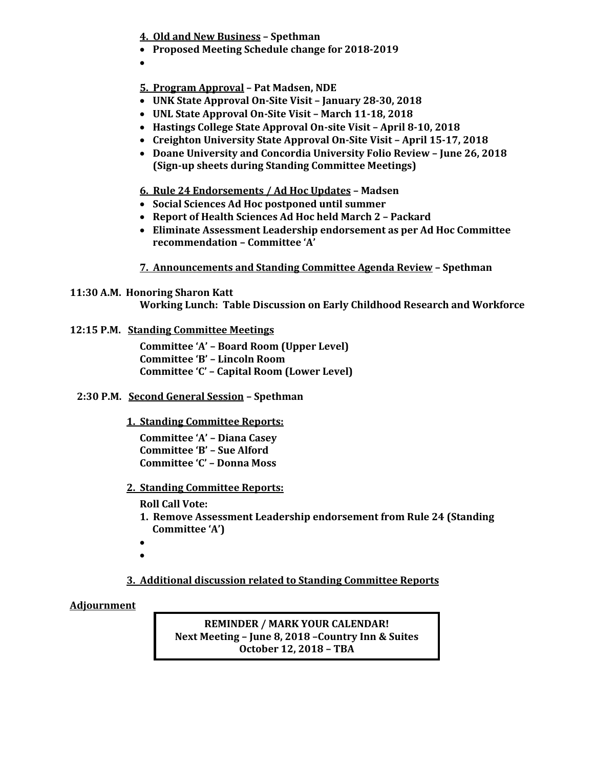**4. Old and New Business – Spethman**

- **Proposed Meeting Schedule change for 2018-2019**
-

**5. Program Approval – Pat Madsen, NDE**

- **UNK State Approval On-Site Visit – January 28-30, 2018**
- **UNL State Approval On-Site Visit – March 11-18, 2018**
- **Hastings College State Approval On-site Visit – April 8-10, 2018**
- **Creighton University State Approval On-Site Visit – April 15-17, 2018**
- **Doane University and Concordia University Folio Review – June 26, 2018 (Sign-up sheets during Standing Committee Meetings)**

**6. Rule 24 Endorsements / Ad Hoc Updates – Madsen**

- **Social Sciences Ad Hoc postponed until summer**
- **Report of Health Sciences Ad Hoc held March 2 – Packard**
- **Eliminate Assessment Leadership endorsement as per Ad Hoc Committee recommendation – Committee 'A'**

**7. Announcements and Standing Committee Agenda Review – Spethman**

**11:30 A.M. Honoring Sharon Katt**
**Working Lunch: Table Discussion on Early Childhood Research and Workforce**

**12:15 P.M. Standing Committee Meetings**

**Committee 'A' – Board Room (Upper Level)**
**Committee 'B' – Lincoln Room**
**Committee 'C' – Capital Room (Lower Level)**

**2:30 P.M. Second General Session – Spethman**

**1. Standing Committee Reports:**

**Committee 'A' – Diana Casey**
**Committee 'B' – Sue Alford**
**Committee 'C' – Donna Moss**

**2. Standing Committee Reports:**

**Roll Call Vote:**

1. **Remove Assessment Leadership endorsement from Rule 24 (Standing Committee 'A')**

-
-

**3. Additional discussion related to Standing Committee Reports**

**Adjournment**

**REMINDER / MARK YOUR CALENDAR!**
**Next Meeting – June 8, 2018 –Country Inn & Suites**
**October 12, 2018 – TBA**